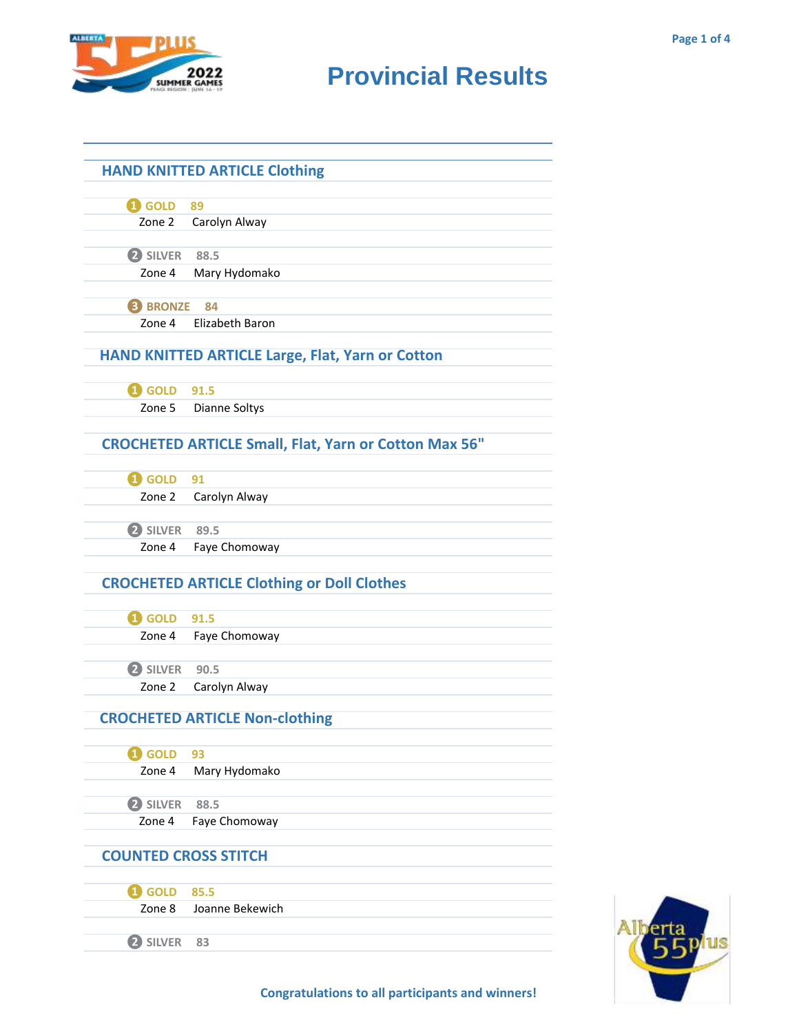# Provincial Results

## HAND KNITTED ARTICLE Clothing

1 GOLD 89
Zone 2 Carolyn Alway

2 SILVER 88.5
Zone 4 Mary Hydomako

3 BRONZE 84
Zone 4 Elizabeth Baron

## HAND KNITTED ARTICLE Large, Flat, Yarn or Cotton

1 GOLD 91.5
Zone 5 Dianne Soltys

## CROCHETED ARTICLE Small, Flat, Yarn or Cotton Max 56"

1 GOLD 91
Zone 2 Carolyn Alway

2 SILVER 89.5
Zone 4 Faye Chomoway

## CROCHETED ARTICLE Clothing or Doll Clothes

1 GOLD 91.5
Zone 4 Faye Chomoway

2 SILVER 90.5
Zone 2 Carolyn Alway

## CROCHETED ARTICLE Non-clothing

1 GOLD 93
Zone 4 Mary Hydomako

2 SILVER 88.5
Zone 4 Faye Chomoway

## COUNTED CROSS STITCH

1 GOLD 85.5
Zone 8 Joanne Bekewich

2 SILVER 83

Congratulations to all participants and winners!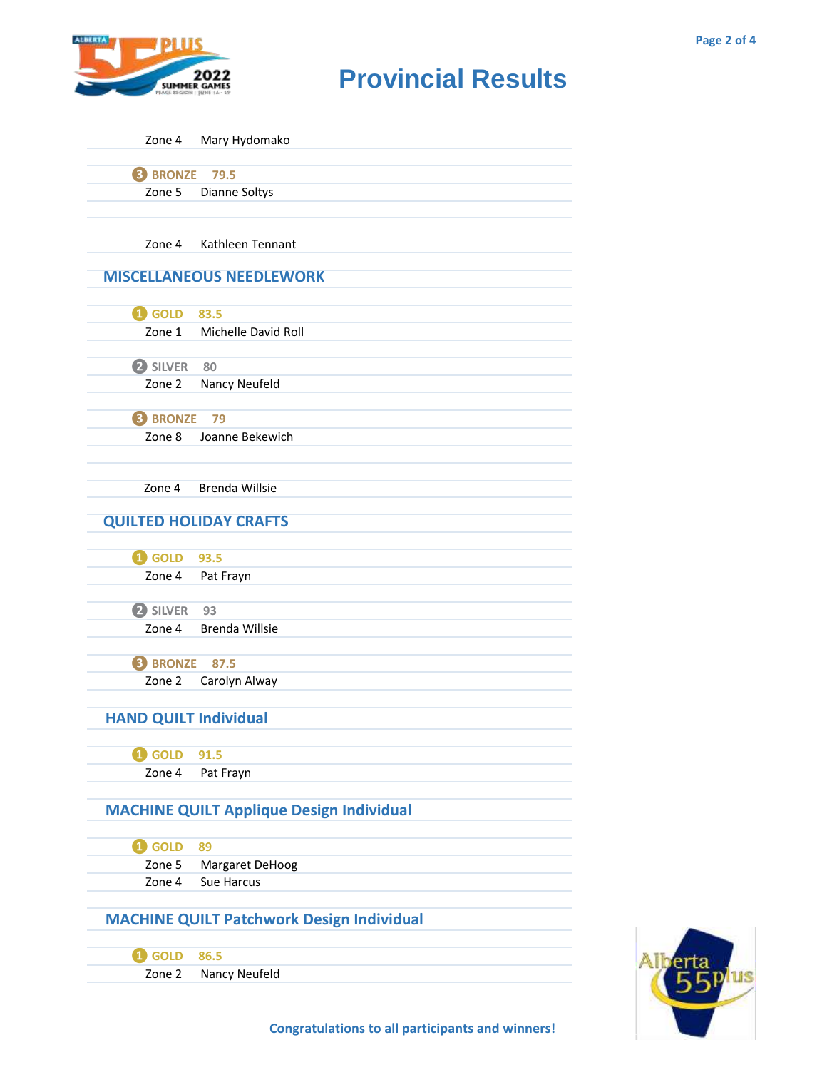# Provincial Results

Zone 4 Mary Hydomako

**3 BRONZE 79.5**

Zone 5 Dianne Soltys

Zone 4 Kathleen Tennant

## MISCELLANEOUS NEEDLEWORK

**1 GOLD 83.5**

Zone 1 Michelle David Roll

**2 SILVER 80**

Zone 2 Nancy Neufeld

**3 BRONZE 79**

Zone 8 Joanne Bekewich

Zone 4 Brenda Willsie

## QUILTED HOLIDAY CRAFTS

**1 GOLD 93.5**

Zone 4 Pat Frayn

**2 SILVER 93**

Zone 4 Brenda Willsie

**3 BRONZE 87.5**

Zone 2 Carolyn Alway

## HAND QUILT Individual

**1 GOLD 91.5**

Zone 4 Pat Frayn

## MACHINE QUILT Applique Design Individual

**1 GOLD 89**

Zone 5 Margaret DeHoog

Zone 4 Sue Harcus

## MACHINE QUILT Patchwork Design Individual

**1 GOLD 86.5**

Zone 2 Nancy Neufeld

**Congratulations to all participants and winners!**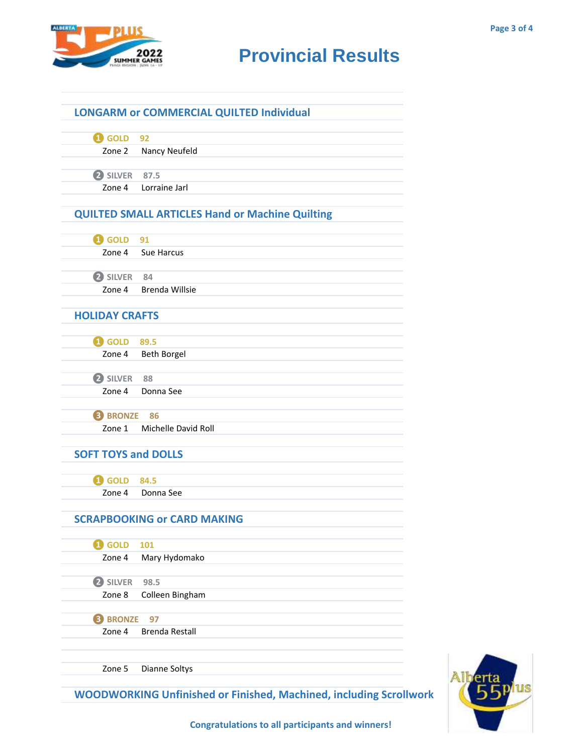# Provincial Results

## LONGARM or COMMERCIAL QUILTED Individual

1 GOLD 92
Zone 2 Nancy Neufeld

2 SILVER 87.5
Zone 4 Lorraine Jarl

## QUILTED SMALL ARTICLES Hand or Machine Quilting

1 GOLD 91
Zone 4 Sue Harcus

2 SILVER 84
Zone 4 Brenda Willsie

## HOLIDAY CRAFTS

1 GOLD 89.5
Zone 4 Beth Borgel

2 SILVER 88
Zone 4 Donna See

3 BRONZE 86
Zone 1 Michelle David Roll

## SOFT TOYS and DOLLS

1 GOLD 84.5
Zone 4 Donna See

## SCRAPBOOKING or CARD MAKING

1 GOLD 101
Zone 4 Mary Hydomako

2 SILVER 98.5
Zone 8 Colleen Bingham

3 BRONZE 97
Zone 4 Brenda Restall

Zone 5 Dianne Soltys

## WOODWORKING Unfinished or Finished, Machined, including Scrollwork

**Congratulations to all participants and winners!**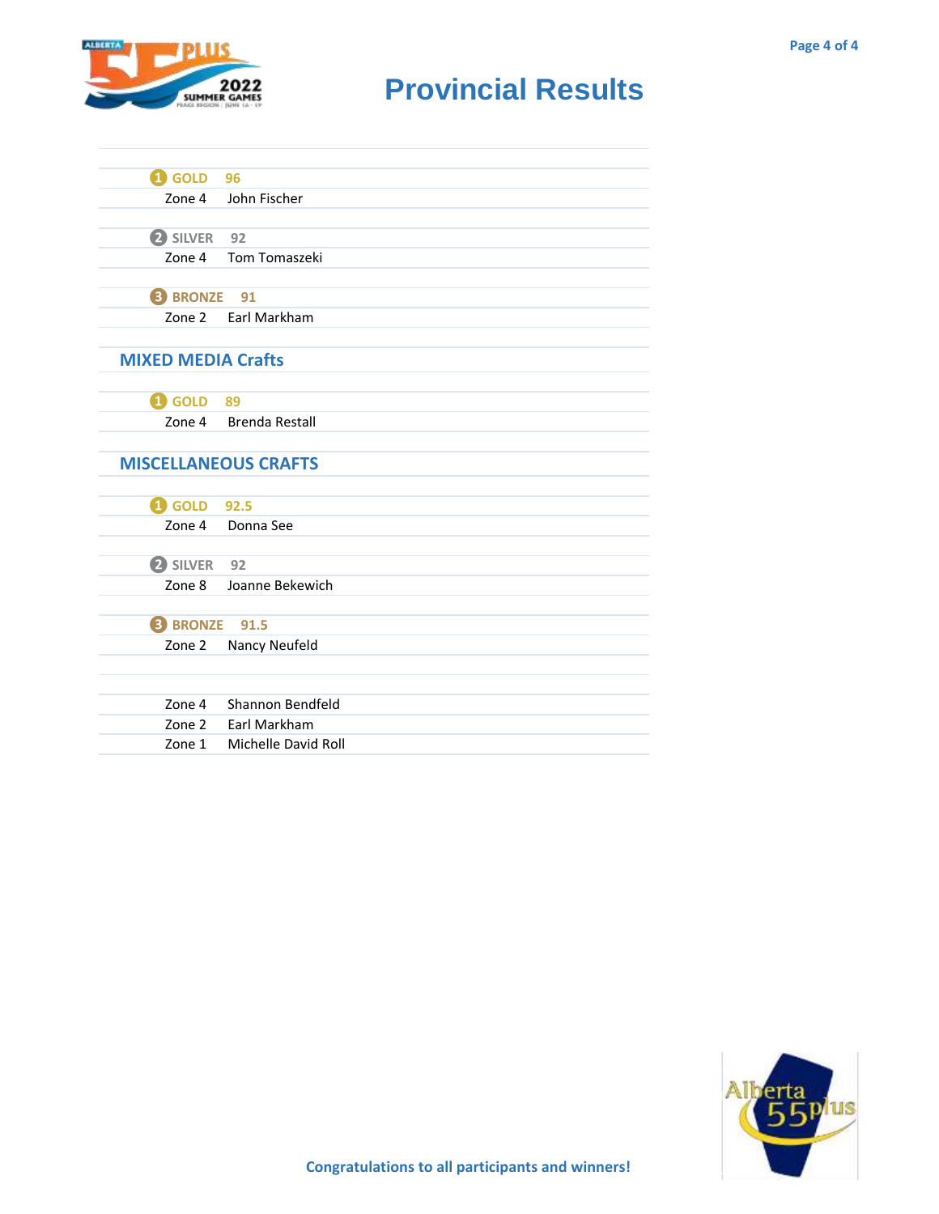# Provincial Results

| | | |
|---|---|---|
| 1 GOLD | 96 | |
| Zone 4 | John Fischer | |
| 2 SILVER | 92 | |
| Zone 4 | Tom Tomaszeki | |
| 3 BRONZE | 91 | |
| Zone 2 | Earl Markham | |

## MIXED MEDIA Crafts

| | |
|---|---|
| 1 GOLD | 89 |
| Zone 4 | Brenda Restall |

## MISCELLANEOUS CRAFTS

| | |
|---|---|
| 1 GOLD | 92.5 |
| Zone 4 | Donna See |
| 2 SILVER | 92 |
| Zone 8 | Joanne Bekewich |
| 3 BRONZE | 91.5 |
| Zone 2 | Nancy Neufeld |
| | |
| Zone 4 | Shannon Bendfeld |
| Zone 2 | Earl Markham |
| Zone 1 | Michelle David Roll |

**Congratulations to all participants and winners!**